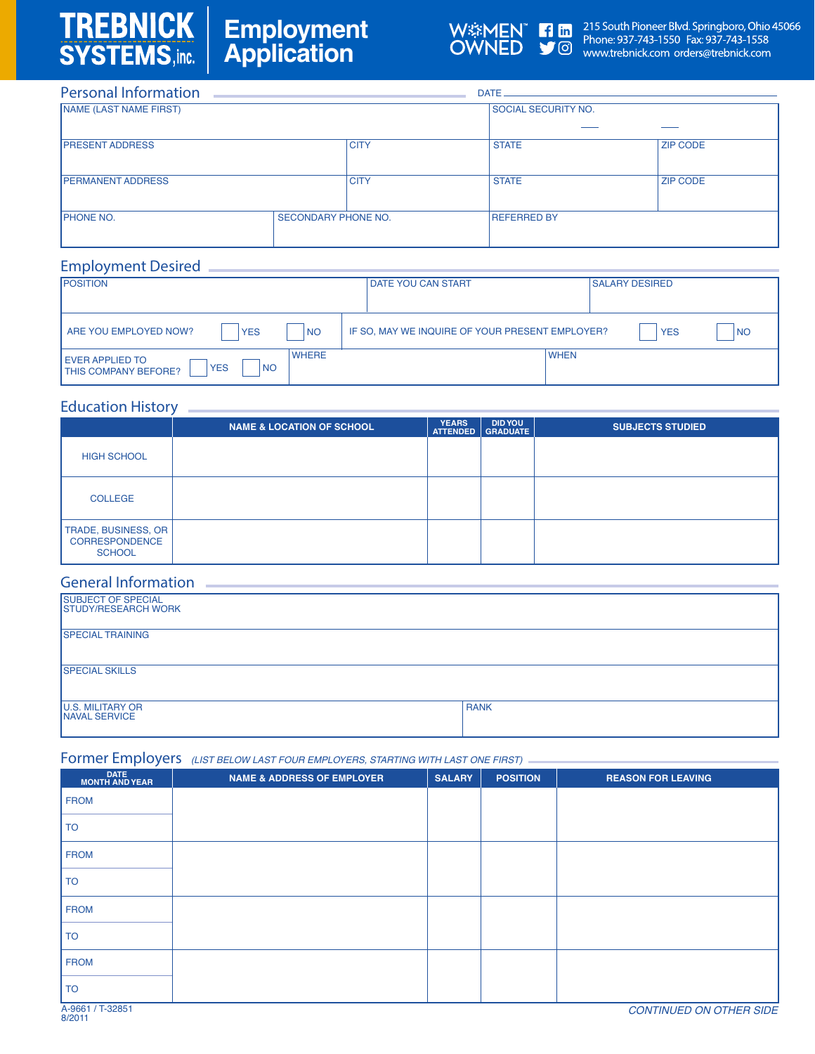# TREBNICK SYSTEMS, inc. Employment Application

WOMEN™ OWNED

215 South Pioneer Blvd. Springboro, Ohio 45066
Phone: 937-743-1550 Fax: 937-743-1558
www.trebnick.com orders@trebnick.com

## Personal Information

DATE ______________________

| NAME (LAST NAME FIRST) | | | SOCIAL SECURITY NO. ___ ___ | |
|---|---|---|---|---|
| PRESENT ADDRESS | | CITY | STATE | ZIP CODE |
| PERMANENT ADDRESS | | CITY | STATE | ZIP CODE |
| PHONE NO. | SECONDARY PHONE NO. | | REFERRED BY | |

## Employment Desired

| POSITION | DATE YOU CAN START | SALARY DESIRED |
|---|---|---|
| ARE YOU EMPLOYED NOW? ☐ YES ☐ NO | IF SO, MAY WE INQUIRE OF YOUR PRESENT EMPLOYER? ☐ YES ☐ NO | |
| EVER APPLIED TO THIS COMPANY BEFORE? ☐ YES ☐ NO | WHERE | WHEN |

## Education History

| | NAME & LOCATION OF SCHOOL | YEARS ATTENDED | DID YOU GRADUATE | SUBJECTS STUDIED |
|---|---|---|---|---|
| HIGH SCHOOL | | | | |
| COLLEGE | | | | |
| TRADE, BUSINESS, OR CORRESPONDENCE SCHOOL | | | | |

## General Information

| SUBJECT OF SPECIAL STUDY/RESEARCH WORK | |
|---|---|
| SPECIAL TRAINING | |
| SPECIAL SKILLS | |
| U.S. MILITARY OR NAVAL SERVICE | RANK |

## Former Employers

*(LIST BELOW LAST FOUR EMPLOYERS, STARTING WITH LAST ONE FIRST)*

| DATE MONTH AND YEAR | NAME & ADDRESS OF EMPLOYER | SALARY | POSITION | REASON FOR LEAVING |
|---|---|---|---|---|
| FROM | | | | |
| TO | | | | |
| FROM | | | | |
| TO | | | | |
| FROM | | | | |
| TO | | | | |
| FROM | | | | |
| TO | | | | |

A-9661 / T-32851
8/2011

*CONTINUED ON OTHER SIDE*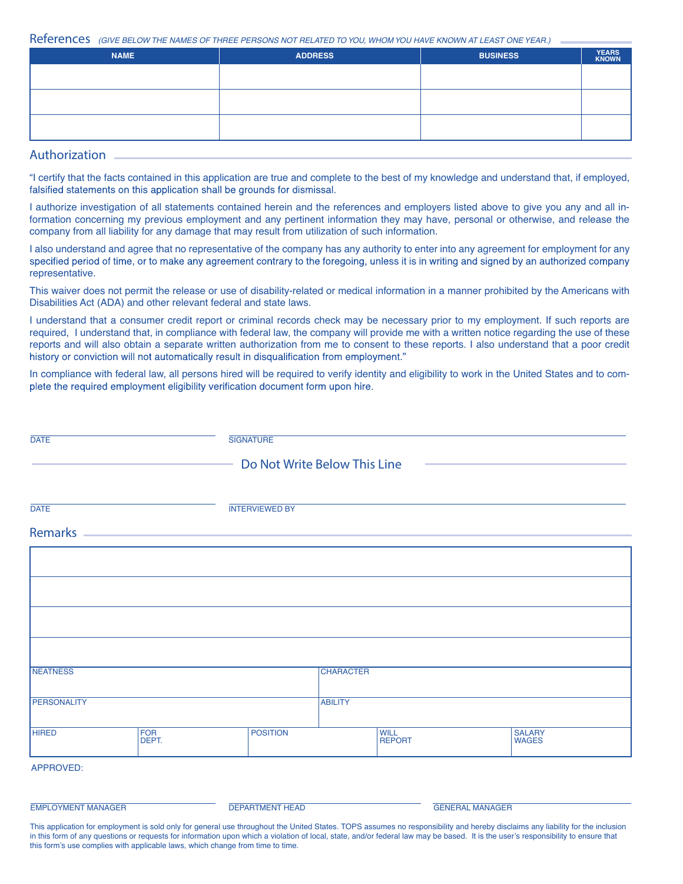## References *(GIVE BELOW THE NAMES OF THREE PERSONS NOT RELATED TO YOU, WHOM YOU HAVE KNOWN AT LEAST ONE YEAR.)*

| NAME | ADDRESS | BUSINESS | YEARS KNOWN |
|---|---|---|---|
| | | | |
| | | | |
| | | | |

## Authorization

"I certify that the facts contained in this application are true and complete to the best of my knowledge and understand that, if employed, falsified statements on this application shall be grounds for dismissal.

I authorize investigation of all statements contained herein and the references and employers listed above to give you any and all information concerning my previous employment and any pertinent information they may have, personal or otherwise, and release the company from all liability for any damage that may result from utilization of such information.

I also understand and agree that no representative of the company has any authority to enter into any agreement for employment for any specified period of time, or to make any agreement contrary to the foregoing, unless it is in writing and signed by an authorized company representative.

This waiver does not permit the release or use of disability-related or medical information in a manner prohibited by the Americans with Disabilities Act (ADA) and other relevant federal and state laws.

I understand that a consumer credit report or criminal records check may be necessary prior to my employment. If such reports are required, I understand that, in compliance with federal law, the company will provide me with a written notice regarding the use of these reports and will also obtain a separate written authorization from me to consent to these reports. I also understand that a poor credit history or conviction will not automatically result in disqualification from employment."

In compliance with federal law, all persons hired will be required to verify identity and eligibility to work in the United States and to complete the required employment eligibility verification document form upon hire.

DATE ______________________ SIGNATURE ______________________________________________

## Do Not Write Below This Line

DATE ______________________ INTERVIEWED BY ______________________________________________

## Remarks

| | | | | |
|---|---|---|---|---|
| | | | | |
| | | | | |
| | | | | |
| | | | | |
| NEATNESS | | CHARACTER | | |
| PERSONALITY | | ABILITY | | |
| HIRED | FOR DEPT. | POSITION | WILL REPORT | SALARY WAGES |

APPROVED:

EMPLOYMENT MANAGER ______________________ DEPARTMENT HEAD ______________________ GENERAL MANAGER ______________________

This application for employment is sold only for general use throughout the United States. TOPS assumes no responsibility and hereby disclaims any liability for the inclusion in this form of any questions or requests for information upon which a violation of local, state, and/or federal law may be based. It is the user's responsibility to ensure that this form's use complies with applicable laws, which change from time to time.